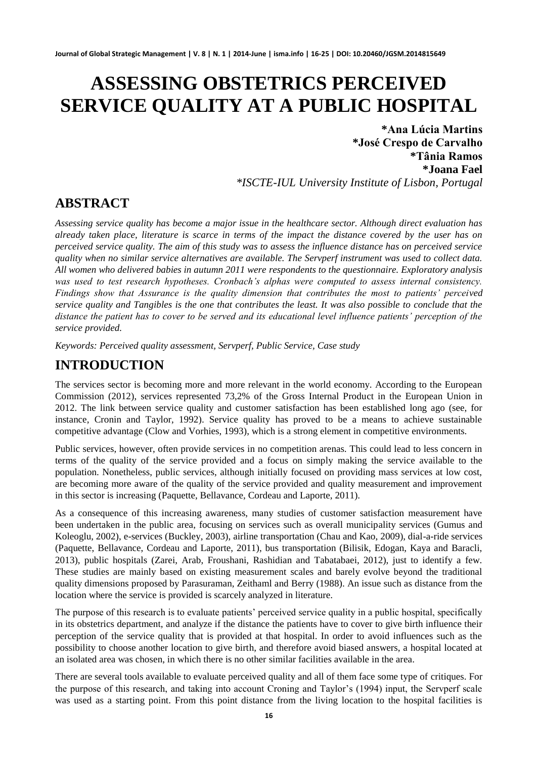# ASSESSING OBSTETRICS PERCEIVED SERVICE QUALITY AT A PUBLIC HOSPITAL

**\*Ana Lúcia Martins**
**\*José Crespo de Carvalho**
**\*Tânia Ramos**
**\*Joana Fael**
*\*ISCTE-IUL University Institute of Lisbon, Portugal*

## ABSTRACT

*Assessing service quality has become a major issue in the healthcare sector. Although direct evaluation has already taken place, literature is scarce in terms of the impact the distance covered by the user has on perceived service quality. The aim of this study was to assess the influence distance has on perceived service quality when no similar service alternatives are available. The Servperf instrument was used to collect data. All women who delivered babies in autumn 2011 were respondents to the questionnaire. Exploratory analysis was used to test research hypotheses. Cronbach's alphas were computed to assess internal consistency. Findings show that Assurance is the quality dimension that contributes the most to patients' perceived service quality and Tangibles is the one that contributes the least. It was also possible to conclude that the distance the patient has to cover to be served and its educational level influence patients' perception of the service provided.*

*Keywords: Perceived quality assessment, Servperf, Public Service, Case study*

## INTRODUCTION

The services sector is becoming more and more relevant in the world economy. According to the European Commission (2012), services represented 73,2% of the Gross Internal Product in the European Union in 2012. The link between service quality and customer satisfaction has been established long ago (see, for instance, Cronin and Taylor, 1992). Service quality has proved to be a means to achieve sustainable competitive advantage (Clow and Vorhies, 1993), which is a strong element in competitive environments.

Public services, however, often provide services in no competition arenas. This could lead to less concern in terms of the quality of the service provided and a focus on simply making the service available to the population. Nonetheless, public services, although initially focused on providing mass services at low cost, are becoming more aware of the quality of the service provided and quality measurement and improvement in this sector is increasing (Paquette, Bellavance, Cordeau and Laporte, 2011).

As a consequence of this increasing awareness, many studies of customer satisfaction measurement have been undertaken in the public area, focusing on services such as overall municipality services (Gumus and Koleoglu, 2002), e-services (Buckley, 2003), airline transportation (Chau and Kao, 2009), dial-a-ride services (Paquette, Bellavance, Cordeau and Laporte, 2011), bus transportation (Bilisik, Edogan, Kaya and Baracli, 2013), public hospitals (Zarei, Arab, Froushani, Rashidian and Tabatabaei, 2012), just to identify a few. These studies are mainly based on existing measurement scales and barely evolve beyond the traditional quality dimensions proposed by Parasuraman, Zeithaml and Berry (1988). An issue such as distance from the location where the service is provided is scarcely analyzed in literature.

The purpose of this research is to evaluate patients' perceived service quality in a public hospital, specifically in its obstetrics department, and analyze if the distance the patients have to cover to give birth influence their perception of the service quality that is provided at that hospital. In order to avoid influences such as the possibility to choose another location to give birth, and therefore avoid biased answers, a hospital located at an isolated area was chosen, in which there is no other similar facilities available in the area.

There are several tools available to evaluate perceived quality and all of them face some type of critiques. For the purpose of this research, and taking into account Croning and Taylor's (1994) input, the Servperf scale was used as a starting point. From this point distance from the living location to the hospital facilities is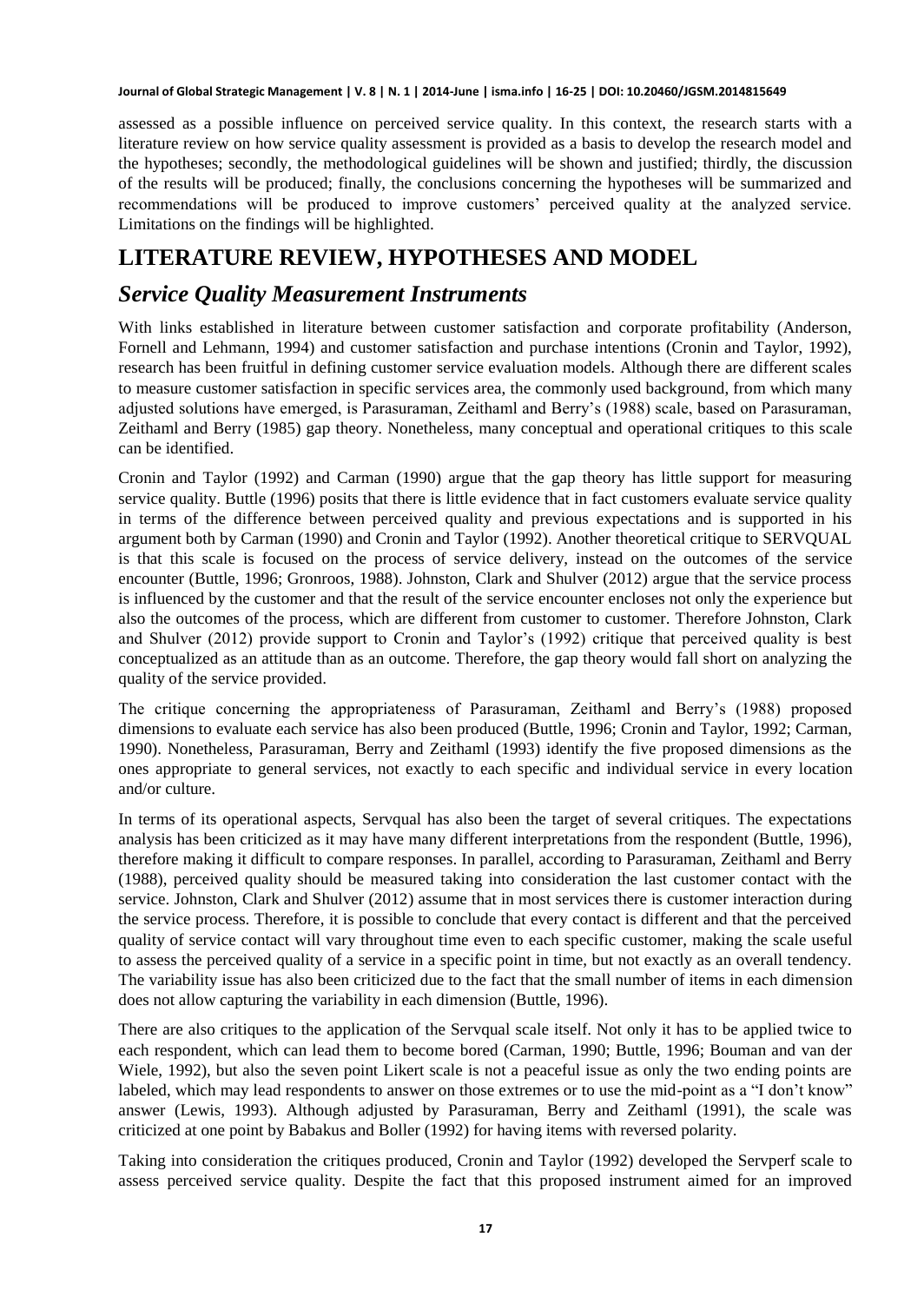assessed as a possible influence on perceived service quality. In this context, the research starts with a literature review on how service quality assessment is provided as a basis to develop the research model and the hypotheses; secondly, the methodological guidelines will be shown and justified; thirdly, the discussion of the results will be produced; finally, the conclusions concerning the hypotheses will be summarized and recommendations will be produced to improve customers' perceived quality at the analyzed service. Limitations on the findings will be highlighted.

# LITERATURE REVIEW, HYPOTHESES AND MODEL

## *Service Quality Measurement Instruments*

With links established in literature between customer satisfaction and corporate profitability (Anderson, Fornell and Lehmann, 1994) and customer satisfaction and purchase intentions (Cronin and Taylor, 1992), research has been fruitful in defining customer service evaluation models. Although there are different scales to measure customer satisfaction in specific services area, the commonly used background, from which many adjusted solutions have emerged, is Parasuraman, Zeithaml and Berry's (1988) scale, based on Parasuraman, Zeithaml and Berry (1985) gap theory. Nonetheless, many conceptual and operational critiques to this scale can be identified.

Cronin and Taylor (1992) and Carman (1990) argue that the gap theory has little support for measuring service quality. Buttle (1996) posits that there is little evidence that in fact customers evaluate service quality in terms of the difference between perceived quality and previous expectations and is supported in his argument both by Carman (1990) and Cronin and Taylor (1992). Another theoretical critique to SERVQUAL is that this scale is focused on the process of service delivery, instead on the outcomes of the service encounter (Buttle, 1996; Gronroos, 1988). Johnston, Clark and Shulver (2012) argue that the service process is influenced by the customer and that the result of the service encounter encloses not only the experience but also the outcomes of the process, which are different from customer to customer. Therefore Johnston, Clark and Shulver (2012) provide support to Cronin and Taylor's (1992) critique that perceived quality is best conceptualized as an attitude than as an outcome. Therefore, the gap theory would fall short on analyzing the quality of the service provided.

The critique concerning the appropriateness of Parasuraman, Zeithaml and Berry's (1988) proposed dimensions to evaluate each service has also been produced (Buttle, 1996; Cronin and Taylor, 1992; Carman, 1990). Nonetheless, Parasuraman, Berry and Zeithaml (1993) identify the five proposed dimensions as the ones appropriate to general services, not exactly to each specific and individual service in every location and/or culture.

In terms of its operational aspects, Servqual has also been the target of several critiques. The expectations analysis has been criticized as it may have many different interpretations from the respondent (Buttle, 1996), therefore making it difficult to compare responses. In parallel, according to Parasuraman, Zeithaml and Berry (1988), perceived quality should be measured taking into consideration the last customer contact with the service. Johnston, Clark and Shulver (2012) assume that in most services there is customer interaction during the service process. Therefore, it is possible to conclude that every contact is different and that the perceived quality of service contact will vary throughout time even to each specific customer, making the scale useful to assess the perceived quality of a service in a specific point in time, but not exactly as an overall tendency. The variability issue has also been criticized due to the fact that the small number of items in each dimension does not allow capturing the variability in each dimension (Buttle, 1996).

There are also critiques to the application of the Servqual scale itself. Not only it has to be applied twice to each respondent, which can lead them to become bored (Carman, 1990; Buttle, 1996; Bouman and van der Wiele, 1992), but also the seven point Likert scale is not a peaceful issue as only the two ending points are labeled, which may lead respondents to answer on those extremes or to use the mid-point as a "I don't know" answer (Lewis, 1993). Although adjusted by Parasuraman, Berry and Zeithaml (1991), the scale was criticized at one point by Babakus and Boller (1992) for having items with reversed polarity.

Taking into consideration the critiques produced, Cronin and Taylor (1992) developed the Servperf scale to assess perceived service quality. Despite the fact that this proposed instrument aimed for an improved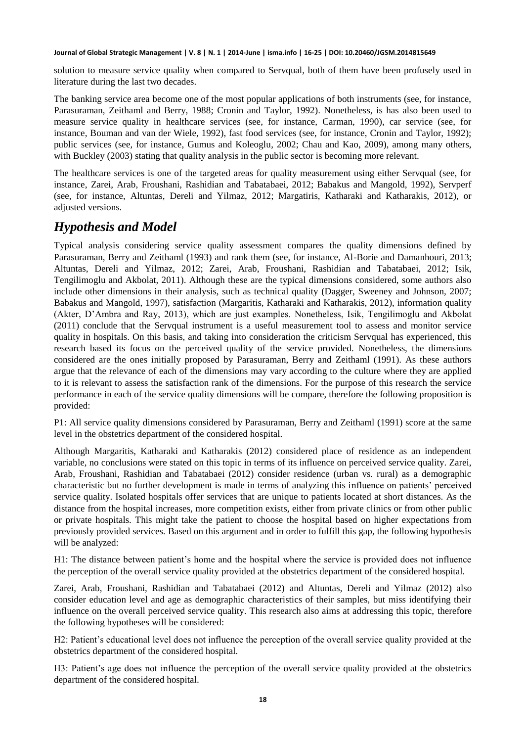solution to measure service quality when compared to Servqual, both of them have been profusely used in literature during the last two decades.

The banking service area become one of the most popular applications of both instruments (see, for instance, Parasuraman, Zeithaml and Berry, 1988; Cronin and Taylor, 1992). Nonetheless, is has also been used to measure service quality in healthcare services (see, for instance, Carman, 1990), car service (see, for instance, Bouman and van der Wiele, 1992), fast food services (see, for instance, Cronin and Taylor, 1992); public services (see, for instance, Gumus and Koleoglu, 2002; Chau and Kao, 2009), among many others, with Buckley (2003) stating that quality analysis in the public sector is becoming more relevant.

The healthcare services is one of the targeted areas for quality measurement using either Servqual (see, for instance, Zarei, Arab, Froushani, Rashidian and Tabatabaei, 2012; Babakus and Mangold, 1992), Servperf (see, for instance, Altuntas, Dereli and Yilmaz, 2012; Margatiris, Katharaki and Katharakis, 2012), or adjusted versions.

## *Hypothesis and Model*

Typical analysis considering service quality assessment compares the quality dimensions defined by Parasuraman, Berry and Zeithaml (1993) and rank them (see, for instance, Al-Borie and Damanhouri, 2013; Altuntas, Dereli and Yilmaz, 2012; Zarei, Arab, Froushani, Rashidian and Tabatabaei, 2012; Isik, Tengilimoglu and Akbolat, 2011). Although these are the typical dimensions considered, some authors also include other dimensions in their analysis, such as technical quality (Dagger, Sweeney and Johnson, 2007; Babakus and Mangold, 1997), satisfaction (Margaritis, Katharaki and Katharakis, 2012), information quality (Akter, D'Ambra and Ray, 2013), which are just examples. Nonetheless, Isik, Tengilimoglu and Akbolat (2011) conclude that the Servqual instrument is a useful measurement tool to assess and monitor service quality in hospitals. On this basis, and taking into consideration the criticism Servqual has experienced, this research based its focus on the perceived quality of the service provided. Nonetheless, the dimensions considered are the ones initially proposed by Parasuraman, Berry and Zeithaml (1991). As these authors argue that the relevance of each of the dimensions may vary according to the culture where they are applied to it is relevant to assess the satisfaction rank of the dimensions. For the purpose of this research the service performance in each of the service quality dimensions will be compare, therefore the following proposition is provided:

P1: All service quality dimensions considered by Parasuraman, Berry and Zeithaml (1991) score at the same level in the obstetrics department of the considered hospital.

Although Margaritis, Katharaki and Katharakis (2012) considered place of residence as an independent variable, no conclusions were stated on this topic in terms of its influence on perceived service quality. Zarei, Arab, Froushani, Rashidian and Tabatabaei (2012) consider residence (urban vs. rural) as a demographic characteristic but no further development is made in terms of analyzing this influence on patients' perceived service quality. Isolated hospitals offer services that are unique to patients located at short distances. As the distance from the hospital increases, more competition exists, either from private clinics or from other public or private hospitals. This might take the patient to choose the hospital based on higher expectations from previously provided services. Based on this argument and in order to fulfill this gap, the following hypothesis will be analyzed:

H1: The distance between patient's home and the hospital where the service is provided does not influence the perception of the overall service quality provided at the obstetrics department of the considered hospital.

Zarei, Arab, Froushani, Rashidian and Tabatabaei (2012) and Altuntas, Dereli and Yilmaz (2012) also consider education level and age as demographic characteristics of their samples, but miss identifying their influence on the overall perceived service quality. This research also aims at addressing this topic, therefore the following hypotheses will be considered:

H2: Patient's educational level does not influence the perception of the overall service quality provided at the obstetrics department of the considered hospital.

H3: Patient's age does not influence the perception of the overall service quality provided at the obstetrics department of the considered hospital.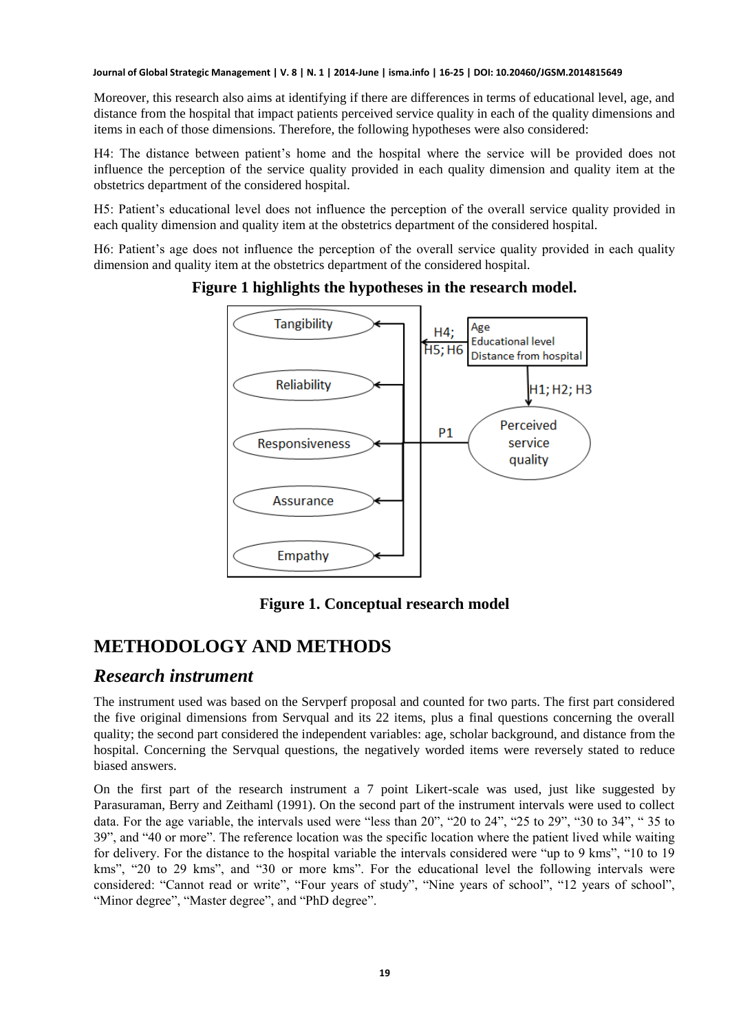Moreover, this research also aims at identifying if there are differences in terms of educational level, age, and distance from the hospital that impact patients perceived service quality in each of the quality dimensions and items in each of those dimensions. Therefore, the following hypotheses were also considered:

H4: The distance between patient's home and the hospital where the service will be provided does not influence the perception of the service quality provided in each quality dimension and quality item at the obstetrics department of the considered hospital.

H5: Patient's educational level does not influence the perception of the overall service quality provided in each quality dimension and quality item at the obstetrics department of the considered hospital.

H6: Patient's age does not influence the perception of the overall service quality provided in each quality dimension and quality item at the obstetrics department of the considered hospital.

**Figure 1 highlights the hypotheses in the research model.**

**Figure 1. Conceptual research model**

# METHODOLOGY AND METHODS

## *Research instrument*

The instrument used was based on the Servperf proposal and counted for two parts. The first part considered the five original dimensions from Servqual and its 22 items, plus a final questions concerning the overall quality; the second part considered the independent variables: age, scholar background, and distance from the hospital. Concerning the Servqual questions, the negatively worded items were reversely stated to reduce biased answers.

On the first part of the research instrument a 7 point Likert-scale was used, just like suggested by Parasuraman, Berry and Zeithaml (1991). On the second part of the instrument intervals were used to collect data. For the age variable, the intervals used were "less than 20", "20 to 24", "25 to 29", "30 to 34", " 35 to 39", and "40 or more". The reference location was the specific location where the patient lived while waiting for delivery. For the distance to the hospital variable the intervals considered were "up to 9 kms", "10 to 19 kms", "20 to 29 kms", and "30 or more kms". For the educational level the following intervals were considered: "Cannot read or write", "Four years of study", "Nine years of school", "12 years of school", "Minor degree", "Master degree", and "PhD degree".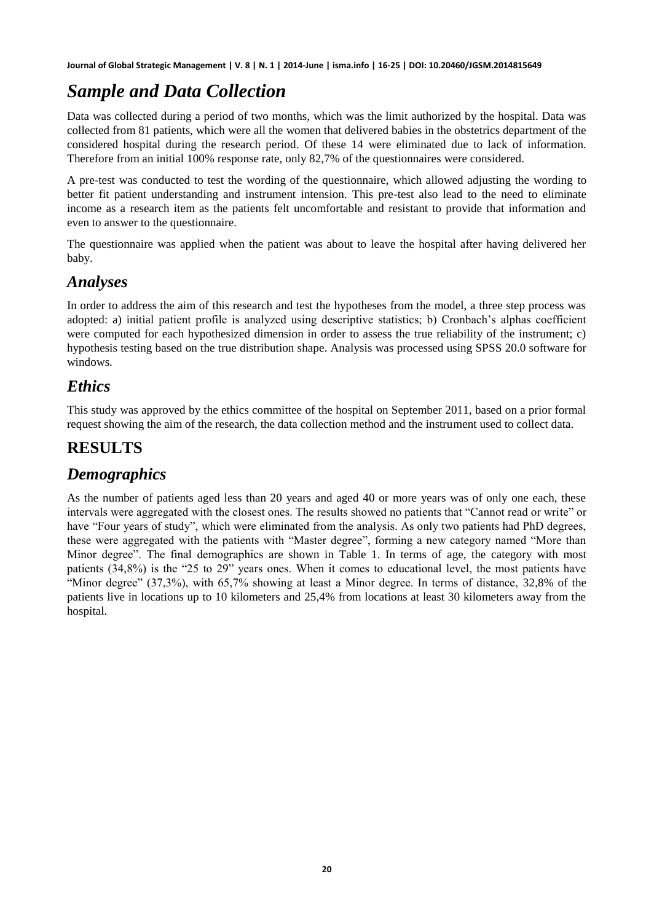## *Sample and Data Collection*

Data was collected during a period of two months, which was the limit authorized by the hospital. Data was collected from 81 patients, which were all the women that delivered babies in the obstetrics department of the considered hospital during the research period. Of these 14 were eliminated due to lack of information. Therefore from an initial 100% response rate, only 82,7% of the questionnaires were considered.

A pre-test was conducted to test the wording of the questionnaire, which allowed adjusting the wording to better fit patient understanding and instrument intension. This pre-test also lead to the need to eliminate income as a research item as the patients felt uncomfortable and resistant to provide that information and even to answer to the questionnaire.

The questionnaire was applied when the patient was about to leave the hospital after having delivered her baby.

### *Analyses*

In order to address the aim of this research and test the hypotheses from the model, a three step process was adopted: a) initial patient profile is analyzed using descriptive statistics; b) Cronbach's alphas coefficient were computed for each hypothesized dimension in order to assess the true reliability of the instrument; c) hypothesis testing based on the true distribution shape. Analysis was processed using SPSS 20.0 software for windows.

### *Ethics*

This study was approved by the ethics committee of the hospital on September 2011, based on a prior formal request showing the aim of the research, the data collection method and the instrument used to collect data.

## RESULTS

### *Demographics*

As the number of patients aged less than 20 years and aged 40 or more years was of only one each, these intervals were aggregated with the closest ones. The results showed no patients that "Cannot read or write" or have "Four years of study", which were eliminated from the analysis. As only two patients had PhD degrees, these were aggregated with the patients with "Master degree", forming a new category named "More than Minor degree". The final demographics are shown in Table 1. In terms of age, the category with most patients (34,8%) is the "25 to 29" years ones. When it comes to educational level, the most patients have "Minor degree" (37,3%), with 65,7% showing at least a Minor degree. In terms of distance, 32,8% of the patients live in locations up to 10 kilometers and 25,4% from locations at least 30 kilometers away from the hospital.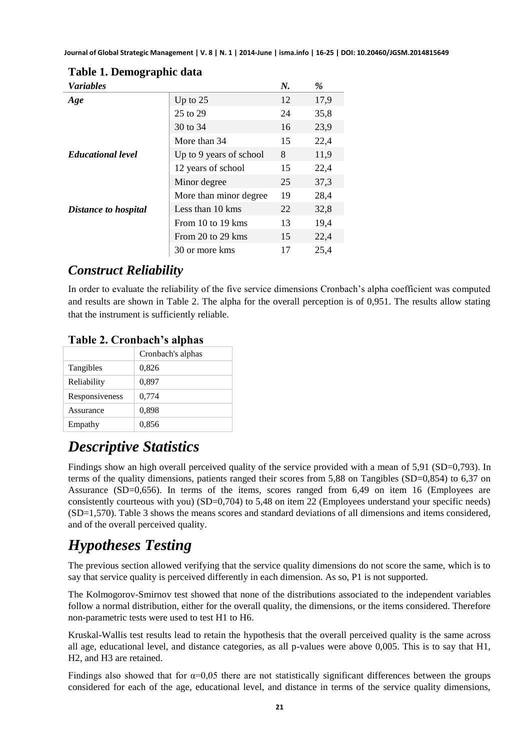**Table 1. Demographic data**

| *Variables* | | *N.* | *%* |
|---|---|---|---|
| ***Age*** | Up to 25 | 12 | 17,9 |
| | 25 to 29 | 24 | 35,8 |
| | 30 to 34 | 16 | 23,9 |
| | More than 34 | 15 | 22,4 |
| ***Educational level*** | Up to 9 years of school | 8 | 11,9 |
| | 12 years of school | 15 | 22,4 |
| | Minor degree | 25 | 37,3 |
| | More than minor degree | 19 | 28,4 |
| ***Distance to hospital*** | Less than 10 kms | 22 | 32,8 |
| | From 10 to 19 kms | 13 | 19,4 |
| | From 20 to 29 kms | 15 | 22,4 |
| | 30 or more kms | 17 | 25,4 |

## *Construct Reliability*

In order to evaluate the reliability of the five service dimensions Cronbach's alpha coefficient was computed and results are shown in Table 2. The alpha for the overall perception is of 0,951. The results allow stating that the instrument is sufficiently reliable.

**Table 2. Cronbach's alphas**

| | Cronbach's alphas |
|---|---|
| Tangibles | 0,826 |
| Reliability | 0,897 |
| Responsiveness | 0,774 |
| Assurance | 0,898 |
| Empathy | 0,856 |

# *Descriptive Statistics*

Findings show an high overall perceived quality of the service provided with a mean of 5,91 (SD=0,793). In terms of the quality dimensions, patients ranged their scores from 5,88 on Tangibles (SD=0,854) to 6,37 on Assurance (SD=0,656). In terms of the items, scores ranged from 6,49 on item 16 (Employees are consistently courteous with you) (SD=0,704) to 5,48 on item 22 (Employees understand your specific needs) (SD=1,570). Table 3 shows the means scores and standard deviations of all dimensions and items considered, and of the overall perceived quality.

# *Hypotheses Testing*

The previous section allowed verifying that the service quality dimensions do not score the same, which is to say that service quality is perceived differently in each dimension. As so, P1 is not supported.

The Kolmogorov-Smirnov test showed that none of the distributions associated to the independent variables follow a normal distribution, either for the overall quality, the dimensions, or the items considered. Therefore non-parametric tests were used to test H1 to H6.

Kruskal-Wallis test results lead to retain the hypothesis that the overall perceived quality is the same across all age, educational level, and distance categories, as all p-values were above 0,005. This is to say that H1, H2, and H3 are retained.

Findings also showed that for $\alpha$=0,05 there are not statistically significant differences between the groups considered for each of the age, educational level, and distance in terms of the service quality dimensions,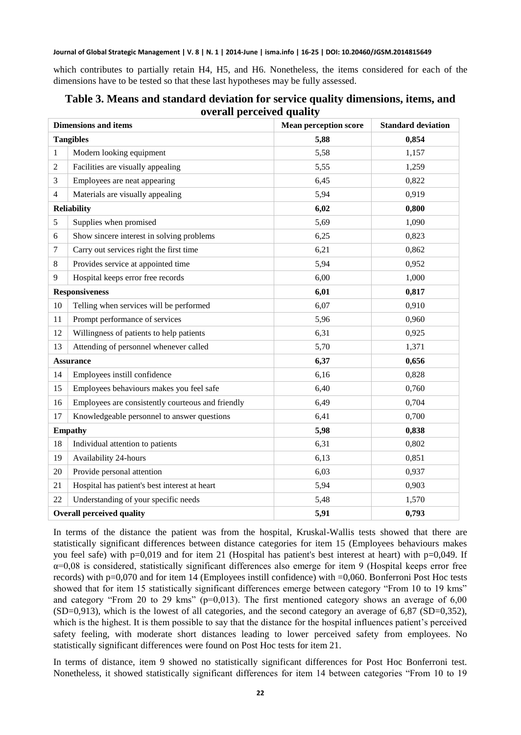which contributes to partially retain H4, H5, and H6. Nonetheless, the items considered for each of the dimensions have to be tested so that these last hypotheses may be fully assessed.

## Table 3. Means and standard deviation for service quality dimensions, items, and overall perceived quality

| Dimensions and items | | Mean perception score | Standard deviation |
|---|---|---|---|
| **Tangibles** | | **5,88** | **0,854** |
| 1 | Modern looking equipment | 5,58 | 1,157 |
| 2 | Facilities are visually appealing | 5,55 | 1,259 |
| 3 | Employees are neat appearing | 6,45 | 0,822 |
| 4 | Materials are visually appealing | 5,94 | 0,919 |
| **Reliability** | | **6,02** | **0,800** |
| 5 | Supplies when promised | 5,69 | 1,090 |
| 6 | Show sincere interest in solving problems | 6,25 | 0,823 |
| 7 | Carry out services right the first time | 6,21 | 0,862 |
| 8 | Provides service at appointed time | 5,94 | 0,952 |
| 9 | Hospital keeps error free records | 6,00 | 1,000 |
| **Responsiveness** | | **6,01** | **0,817** |
| 10 | Telling when services will be performed | 6,07 | 0,910 |
| 11 | Prompt performance of services | 5,96 | 0,960 |
| 12 | Willingness of patients to help patients | 6,31 | 0,925 |
| 13 | Attending of personnel whenever called | 5,70 | 1,371 |
| **Assurance** | | **6,37** | **0,656** |
| 14 | Employees instill confidence | 6,16 | 0,828 |
| 15 | Employees behaviours makes you feel safe | 6,40 | 0,760 |
| 16 | Employees are consistently courteous and friendly | 6,49 | 0,704 |
| 17 | Knowledgeable personnel to answer questions | 6,41 | 0,700 |
| **Empathy** | | **5,98** | **0,838** |
| 18 | Individual attention to patients | 6,31 | 0,802 |
| 19 | Availability 24-hours | 6,13 | 0,851 |
| 20 | Provide personal attention | 6,03 | 0,937 |
| 21 | Hospital has patient's best interest at heart | 5,94 | 0,903 |
| 22 | Understanding of your specific needs | 5,48 | 1,570 |
| **Overall perceived quality** | | **5,91** | **0,793** |

In terms of the distance the patient was from the hospital, Kruskal-Wallis tests showed that there are statistically significant differences between distance categories for item 15 (Employees behaviours makes you feel safe) with $p=0,019$ and for item 21 (Hospital has patient's best interest at heart) with $p=0,049$. If $\alpha=0,08$ is considered, statistically significant differences also emerge for item 9 (Hospital keeps error free records) with $p=0,070$ and for item 14 (Employees instill confidence) with $=0,060$. Bonferroni Post Hoc tests showed that for item 15 statistically significant differences emerge between category "From 10 to 19 kms" and category "From 20 to 29 kms" ($p=0,013$). The first mentioned category shows an average of 6,00 (SD=0,913), which is the lowest of all categories, and the second category an average of 6,87 (SD=0,352), which is the highest. It is them possible to say that the distance for the hospital influences patient's perceived safety feeling, with moderate short distances leading to lower perceived safety from employees. No statistically significant differences were found on Post Hoc tests for item 21.

In terms of distance, item 9 showed no statistically significant differences for Post Hoc Bonferroni test. Nonetheless, it showed statistically significant differences for item 14 between categories "From 10 to 19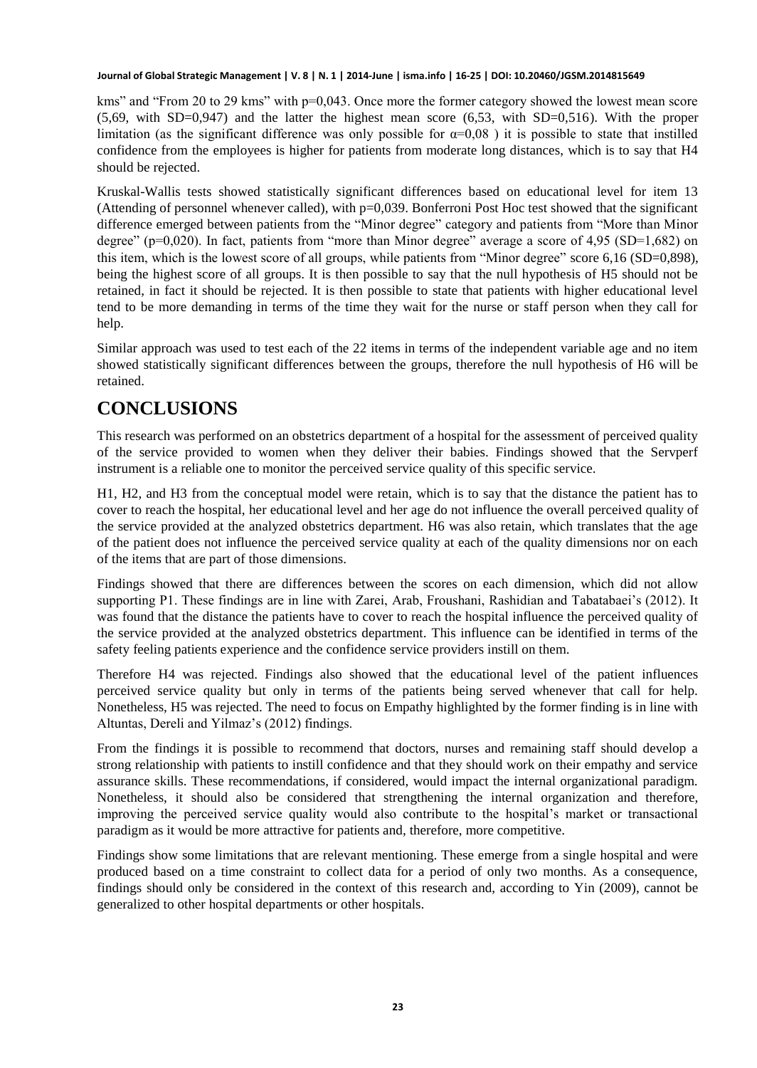kms" and "From 20 to 29 kms" with p=0,043. Once more the former category showed the lowest mean score (5,69, with SD=0,947) and the latter the highest mean score (6,53, with SD=0,516). With the proper limitation (as the significant difference was only possible for $\alpha$=0,08 ) it is possible to state that instilled confidence from the employees is higher for patients from moderate long distances, which is to say that H4 should be rejected.

Kruskal-Wallis tests showed statistically significant differences based on educational level for item 13 (Attending of personnel whenever called), with p=0,039. Bonferroni Post Hoc test showed that the significant difference emerged between patients from the "Minor degree" category and patients from "More than Minor degree" (p=0,020). In fact, patients from "more than Minor degree" average a score of 4,95 (SD=1,682) on this item, which is the lowest score of all groups, while patients from "Minor degree" score 6,16 (SD=0,898), being the highest score of all groups. It is then possible to say that the null hypothesis of H5 should not be retained, in fact it should be rejected. It is then possible to state that patients with higher educational level tend to be more demanding in terms of the time they wait for the nurse or staff person when they call for help.

Similar approach was used to test each of the 22 items in terms of the independent variable age and no item showed statistically significant differences between the groups, therefore the null hypothesis of H6 will be retained.

# CONCLUSIONS

This research was performed on an obstetrics department of a hospital for the assessment of perceived quality of the service provided to women when they deliver their babies. Findings showed that the Servperf instrument is a reliable one to monitor the perceived service quality of this specific service.

H1, H2, and H3 from the conceptual model were retain, which is to say that the distance the patient has to cover to reach the hospital, her educational level and her age do not influence the overall perceived quality of the service provided at the analyzed obstetrics department. H6 was also retain, which translates that the age of the patient does not influence the perceived service quality at each of the quality dimensions nor on each of the items that are part of those dimensions.

Findings showed that there are differences between the scores on each dimension, which did not allow supporting P1. These findings are in line with Zarei, Arab, Froushani, Rashidian and Tabatabaei's (2012). It was found that the distance the patients have to cover to reach the hospital influence the perceived quality of the service provided at the analyzed obstetrics department. This influence can be identified in terms of the safety feeling patients experience and the confidence service providers instill on them.

Therefore H4 was rejected. Findings also showed that the educational level of the patient influences perceived service quality but only in terms of the patients being served whenever that call for help. Nonetheless, H5 was rejected. The need to focus on Empathy highlighted by the former finding is in line with Altuntas, Dereli and Yilmaz's (2012) findings.

From the findings it is possible to recommend that doctors, nurses and remaining staff should develop a strong relationship with patients to instill confidence and that they should work on their empathy and service assurance skills. These recommendations, if considered, would impact the internal organizational paradigm. Nonetheless, it should also be considered that strengthening the internal organization and therefore, improving the perceived service quality would also contribute to the hospital's market or transactional paradigm as it would be more attractive for patients and, therefore, more competitive.

Findings show some limitations that are relevant mentioning. These emerge from a single hospital and were produced based on a time constraint to collect data for a period of only two months. As a consequence, findings should only be considered in the context of this research and, according to Yin (2009), cannot be generalized to other hospital departments or other hospitals.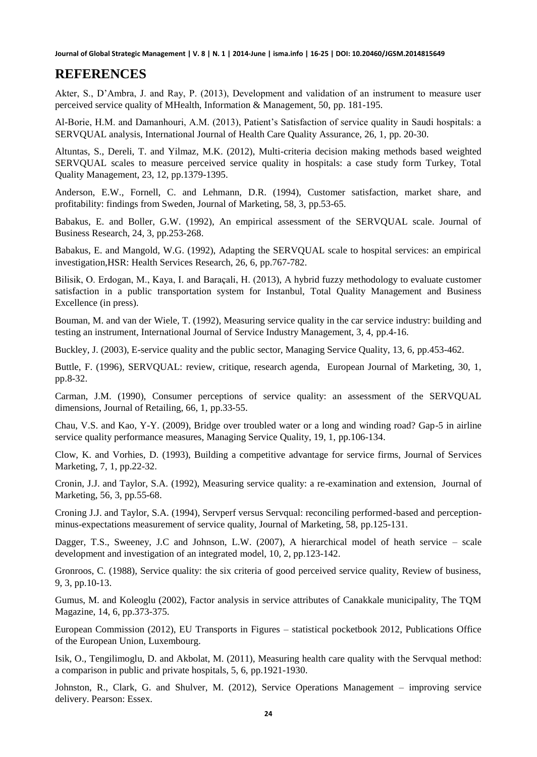## REFERENCES

Akter, S., D'Ambra, J. and Ray, P. (2013), Development and validation of an instrument to measure user perceived service quality of MHealth, Information & Management, 50, pp. 181-195.

Al-Borie, H.M. and Damanhouri, A.M. (2013), Patient's Satisfaction of service quality in Saudi hospitals: a SERVQUAL analysis, International Journal of Health Care Quality Assurance, 26, 1, pp. 20-30.

Altuntas, S., Dereli, T. and Yilmaz, M.K. (2012), Multi-criteria decision making methods based weighted SERVQUAL scales to measure perceived service quality in hospitals: a case study form Turkey, Total Quality Management, 23, 12, pp.1379-1395.

Anderson, E.W., Fornell, C. and Lehmann, D.R. (1994), Customer satisfaction, market share, and profitability: findings from Sweden, Journal of Marketing, 58, 3, pp.53-65.

Babakus, E. and Boller, G.W. (1992), An empirical assessment of the SERVQUAL scale. Journal of Business Research, 24, 3, pp.253-268.

Babakus, E. and Mangold, W.G. (1992), Adapting the SERVQUAL scale to hospital services: an empirical investigation,HSR: Health Services Research, 26, 6, pp.767-782.

Bilisik, O. Erdogan, M., Kaya, I. and Baraçali, H. (2013), A hybrid fuzzy methodology to evaluate customer satisfaction in a public transportation system for Instanbul, Total Quality Management and Business Excellence (in press).

Bouman, M. and van der Wiele, T. (1992), Measuring service quality in the car service industry: building and testing an instrument, International Journal of Service Industry Management, 3, 4, pp.4-16.

Buckley, J. (2003), E-service quality and the public sector, Managing Service Quality, 13, 6, pp.453-462.

Buttle, F. (1996), SERVQUAL: review, critique, research agenda, European Journal of Marketing, 30, 1, pp.8-32.

Carman, J.M. (1990), Consumer perceptions of service quality: an assessment of the SERVQUAL dimensions, Journal of Retailing, 66, 1, pp.33-55.

Chau, V.S. and Kao, Y-Y. (2009), Bridge over troubled water or a long and winding road? Gap-5 in airline service quality performance measures, Managing Service Quality, 19, 1, pp.106-134.

Clow, K. and Vorhies, D. (1993), Building a competitive advantage for service firms, Journal of Services Marketing, 7, 1, pp.22-32.

Cronin, J.J. and Taylor, S.A. (1992), Measuring service quality: a re-examination and extension, Journal of Marketing, 56, 3, pp.55-68.

Croning J.J. and Taylor, S.A. (1994), Servperf versus Servqual: reconciling performed-based and perception-minus-expectations measurement of service quality, Journal of Marketing, 58, pp.125-131.

Dagger, T.S., Sweeney, J.C and Johnson, L.W. (2007), A hierarchical model of heath service – scale development and investigation of an integrated model, 10, 2, pp.123-142.

Gronroos, C. (1988), Service quality: the six criteria of good perceived service quality, Review of business, 9, 3, pp.10-13.

Gumus, M. and Koleoglu (2002), Factor analysis in service attributes of Canakkale municipality, The TQM Magazine, 14, 6, pp.373-375.

European Commission (2012), EU Transports in Figures – statistical pocketbook 2012, Publications Office of the European Union, Luxembourg.

Isik, O., Tengilimoglu, D. and Akbolat, M. (2011), Measuring health care quality with the Servqual method: a comparison in public and private hospitals, 5, 6, pp.1921-1930.

Johnston, R., Clark, G. and Shulver, M. (2012), Service Operations Management – improving service delivery. Pearson: Essex.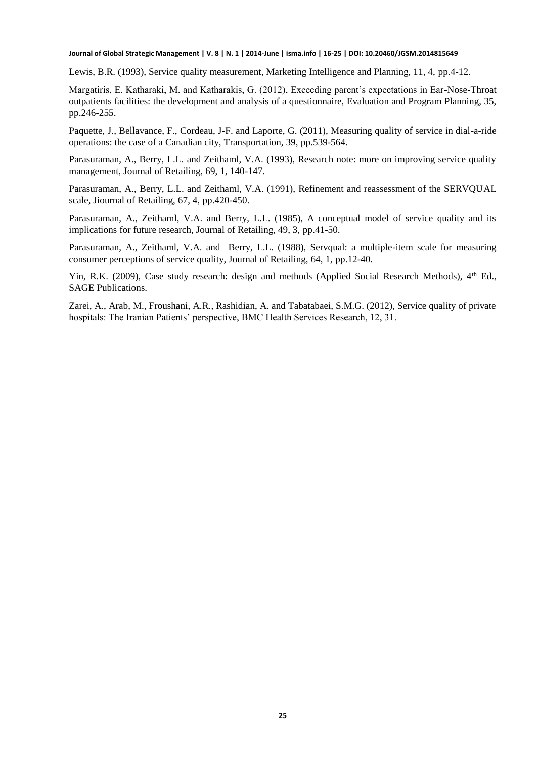Lewis, B.R. (1993), Service quality measurement, Marketing Intelligence and Planning, 11, 4, pp.4-12.

Margatiris, E. Katharaki, M. and Katharakis, G. (2012), Exceeding parent's expectations in Ear-Nose-Throat outpatients facilities: the development and analysis of a questionnaire, Evaluation and Program Planning, 35, pp.246-255.

Paquette, J., Bellavance, F., Cordeau, J-F. and Laporte, G. (2011), Measuring quality of service in dial-a-ride operations: the case of a Canadian city, Transportation, 39, pp.539-564.

Parasuraman, A., Berry, L.L. and Zeithaml, V.A. (1993), Research note: more on improving service quality management, Journal of Retailing, 69, 1, 140-147.

Parasuraman, A., Berry, L.L. and Zeithaml, V.A. (1991), Refinement and reassessment of the SERVQUAL scale, Jiournal of Retailing, 67, 4, pp.420-450.

Parasuraman, A., Zeithaml, V.A. and Berry, L.L. (1985), A conceptual model of service quality and its implications for future research, Journal of Retailing, 49, 3, pp.41-50.

Parasuraman, A., Zeithaml, V.A. and Berry, L.L. (1988), Servqual: a multiple-item scale for measuring consumer perceptions of service quality, Journal of Retailing, 64, 1, pp.12-40.

Yin, R.K. (2009), Case study research: design and methods (Applied Social Research Methods), 4th Ed., SAGE Publications.

Zarei, A., Arab, M., Froushani, A.R., Rashidian, A. and Tabatabaei, S.M.G. (2012), Service quality of private hospitals: The Iranian Patients' perspective, BMC Health Services Research, 12, 31.